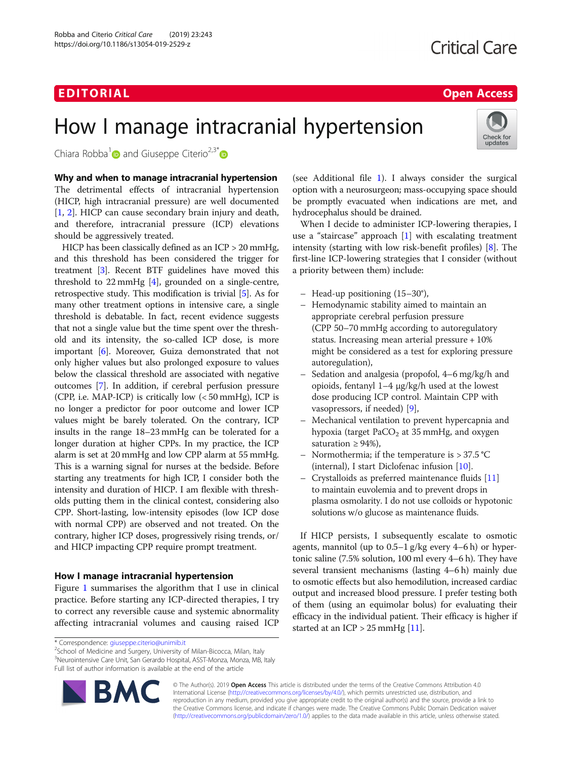EDITORIAL

Open Access

# How I manage intracranial hypertension

Chiara Robba[1] and Giuseppe Citerio[2,3*]

## Why and when to manage intracranial hypertension

The detrimental effects of intracranial hypertension (HICP, high intracranial pressure) are well documented [1, 2]. HICP can cause secondary brain injury and death, and therefore, intracranial pressure (ICP) elevations should be aggressively treated.

HICP has been classically defined as an ICP > 20 mmHg, and this threshold has been considered the trigger for treatment [3]. Recent BTF guidelines have moved this threshold to 22 mmHg [4], grounded on a single-centre, retrospective study. This modification is trivial [5]. As for many other treatment options in intensive care, a single threshold is debatable. In fact, recent evidence suggests that not a single value but the time spent over the threshold and its intensity, the so-called ICP dose, is more important [6]. Moreover, Guiza demonstrated that not only higher values but also prolonged exposure to values below the classical threshold are associated with negative outcomes [7]. In addition, if cerebral perfusion pressure (CPP, i.e. MAP-ICP) is critically low (< 50 mmHg), ICP is no longer a predictor for poor outcome and lower ICP values might be barely tolerated. On the contrary, ICP insults in the range 18–23 mmHg can be tolerated for a longer duration at higher CPPs. In my practice, the ICP alarm is set at 20 mmHg and low CPP alarm at 55 mmHg. This is a warning signal for nurses at the bedside. Before starting any treatments for high ICP, I consider both the intensity and duration of HICP. I am flexible with thresholds putting them in the clinical contest, considering also CPP. Short-lasting, low-intensity episodes (low ICP dose with normal CPP) are observed and not treated. On the contrary, higher ICP doses, progressively rising trends, or/and HICP impacting CPP require prompt treatment.

## How I manage intracranial hypertension

Figure 1 summarises the algorithm that I use in clinical practice. Before starting any ICP-directed therapies, I try to correct any reversible cause and systemic abnormality affecting intracranial volumes and causing raised ICP (see Additional file 1). I always consider the surgical option with a neurosurgeon; mass-occupying space should be promptly evacuated when indications are met, and hydrocephalus should be drained.

When I decide to administer ICP-lowering therapies, I use a "staircase" approach [1] with escalating treatment intensity (starting with low risk-benefit profiles) [8]. The first-line ICP-lowering strategies that I consider (without a priority between them) include:

- Head-up positioning (15–30°),
- Hemodynamic stability aimed to maintain an appropriate cerebral perfusion pressure (CPP 50–70 mmHg according to autoregulatory status. Increasing mean arterial pressure + 10% might be considered as a test for exploring pressure autoregulation),
- Sedation and analgesia (propofol, 4–6 mg/kg/h and opioids, fentanyl 1–4 μg/kg/h used at the lowest dose producing ICP control. Maintain CPP with vasopressors, if needed) [9],
- Mechanical ventilation to prevent hypercapnia and hypoxia (target $PaCO_2$ at 35 mmHg, and oxygen saturation ≥ 94%),
- Normothermia; if the temperature is > 37.5 °C (internal), I start Diclofenac infusion [10].
- Crystalloids as preferred maintenance fluids [11] to maintain euvolemia and to prevent drops in plasma osmolarity. I do not use colloids or hypotonic solutions w/o glucose as maintenance fluids.

If HICP persists, I subsequently escalate to osmotic agents, mannitol (up to 0.5–1 g/kg every 4–6 h) or hypertonic saline (7.5% solution, 100 ml every 4–6 h). They have several transient mechanisms (lasting 4–6 h) mainly due to osmotic effects but also hemodilution, increased cardiac output and increased blood pressure. I prefer testing both of them (using an equimolar bolus) for evaluating their efficacy in the individual patient. Their efficacy is higher if started at an ICP > 25 mmHg [11].

* Correspondence: giuseppe.citerio@unimib.it
[2]School of Medicine and Surgery, University of Milan-Bicocca, Milan, Italy
[3]Neurointensive Care Unit, San Gerardo Hospital, ASST-Monza, Monza, MB, Italy
Full list of author information is available at the end of the article

© The Author(s). 2019 **Open Access** This article is distributed under the terms of the Creative Commons Attribution 4.0 International License (http://creativecommons.org/licenses/by/4.0/), which permits unrestricted use, distribution, and reproduction in any medium, provided you give appropriate credit to the original author(s) and the source, provide a link to the Creative Commons license, and indicate if changes were made. The Creative Commons Public Domain Dedication waiver (http://creativecommons.org/publicdomain/zero/1.0/) applies to the data made available in this article, unless otherwise stated.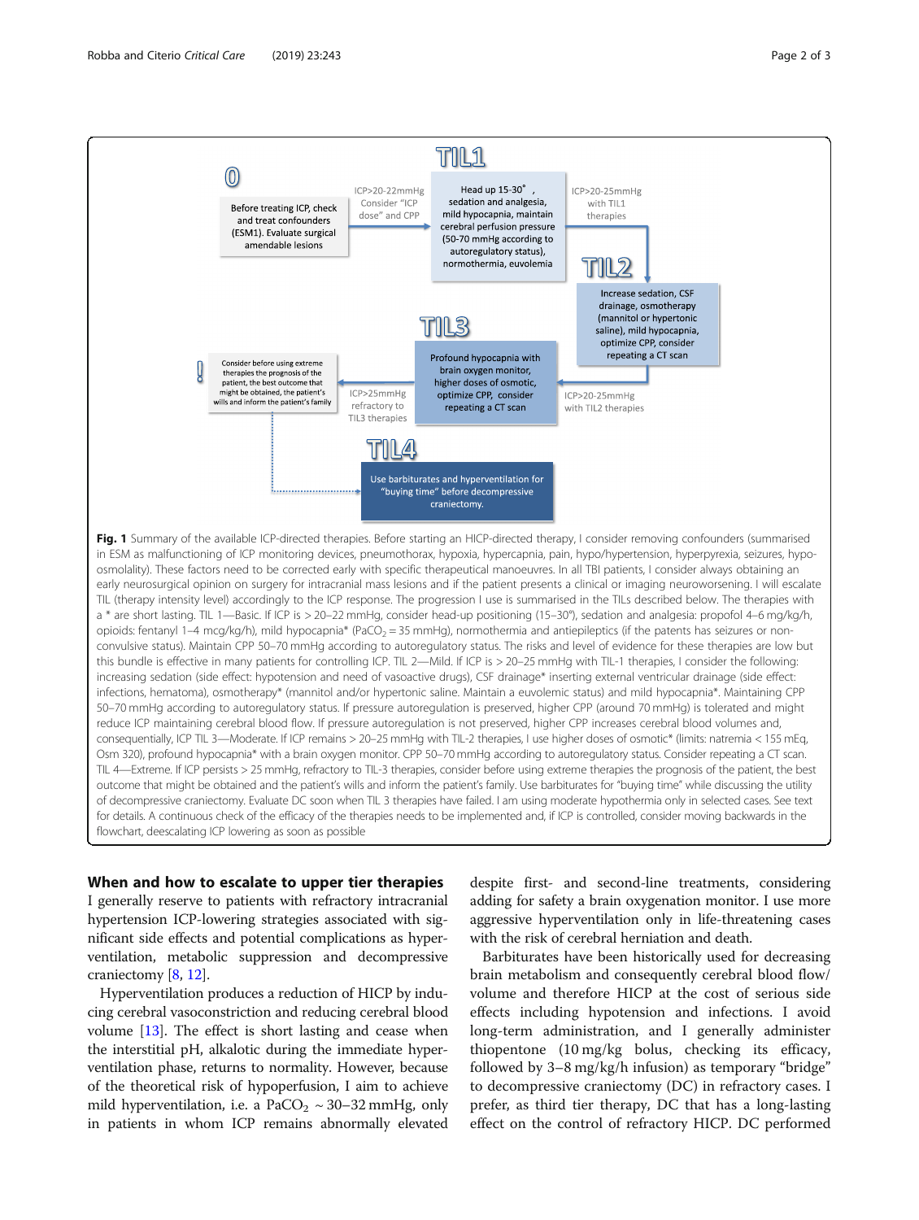0

Before treating ICP, check and treat confounders (ESM1). Evaluate surgical amendable lesions

ICP>20-22mmHg Consider "ICP dose" and CPP

TIL1

Head up 15-30°, sedation and analgesia, mild hypocapnia, maintain cerebral perfusion pressure (50-70 mmHg according to autoregulatory status), normothermia, euvolemia

ICP>20-25mmHg with TIL1 therapies

TIL2

Increase sedation, CSF drainage, osmotherapy (mannitol or hypertonic saline), mild hypocapnia, optimize CPP, consider repeating a CT scan

ICP>20-25mmHg with TIL2 therapies

TIL3

Profound hypocapnia with brain oxygen monitor, higher doses of osmotic, optimize CPP, consider repeating a CT scan

ICP>25mmHg refractory to TIL3 therapies

!

Consider before using extreme therapies the prognosis of the patient, the best outcome that might be obtained, the patient's wills and inform the patient's family

TIL4

Use barbiturates and hyperventilation for "buying time" before decompressive craniectomy.

**Fig. 1** Summary of the available ICP-directed therapies. Before starting an HICP-directed therapy, I consider removing confounders (summarised in ESM as malfunctioning of ICP monitoring devices, pneumothorax, hypoxia, hypercapnia, pain, hypo/hypertension, hyperpyrexia, seizures, hypo-osmolality). These factors need to be corrected early with specific therapeutical manoeuvres. In all TBI patients, I consider always obtaining an early neurosurgical opinion on surgery for intracranial mass lesions and if the patient presents a clinical or imaging neuroworsening. I will escalate TIL (therapy intensity level) accordingly to the ICP response. The progression I use is summarised in the TILs described below. The therapies with a * are short lasting. TIL 1—Basic. If ICP is > 20–22 mmHg, consider head-up positioning (15–30°), sedation and analgesia: propofol 4–6 mg/kg/h, opioids: fentanyl 1–4 mcg/kg/h), mild hypocapnia* ($PaCO_2$ = 35 mmHg), normothermia and antiepileptics (if the patents has seizures or non-convulsive status). Maintain CPP 50–70 mmHg according to autoregulatory status. The risks and level of evidence for these therapies are low but this bundle is effective in many patients for controlling ICP. TIL 2—Mild. If ICP is > 20–25 mmHg with TIL-1 therapies, I consider the following: increasing sedation (side effect: hypotension and need of vasoactive drugs), CSF drainage* inserting external ventricular drainage (side effect: infections, hematoma), osmotherapy* (mannitol and/or hypertonic saline. Maintain a euvolemic status) and mild hypocapnia*. Maintaining CPP 50–70 mmHg according to autoregulatory status. If pressure autoregulation is preserved, higher CPP (around 70 mmHg) is tolerated and might reduce ICP maintaining cerebral blood flow. If pressure autoregulation is not preserved, higher CPP increases cerebral blood volumes and, consequentially, ICP TIL 3—Moderate. If ICP remains > 20–25 mmHg with TIL-2 therapies, I use higher doses of osmotic* (limits: natremia < 155 mEq, Osm 320), profound hypocapnia* with a brain oxygen monitor. CPP 50–70 mmHg according to autoregulatory status. Consider repeating a CT scan. TIL 4—Extreme. If ICP persists > 25 mmHg, refractory to TIL-3 therapies, consider before using extreme therapies the prognosis of the patient, the best outcome that might be obtained and the patient's wills and inform the patient's family. Use barbiturates for "buying time" while discussing the utility of decompressive craniectomy. Evaluate DC soon when TIL 3 therapies have failed. I am using moderate hypothermia only in selected cases. See text for details. A continuous check of the efficacy of the therapies needs to be implemented and, if ICP is controlled, consider moving backwards in the flowchart, deescalating ICP lowering as soon as possible

## When and how to escalate to upper tier therapies

I generally reserve to patients with refractory intracranial hypertension ICP-lowering strategies associated with significant side effects and potential complications as hyperventilation, metabolic suppression and decompressive craniectomy [8, 12].

Hyperventilation produces a reduction of HICP by inducing cerebral vasoconstriction and reducing cerebral blood volume [13]. The effect is short lasting and cease when the interstitial pH, alkalotic during the immediate hyperventilation phase, returns to normality. However, because of the theoretical risk of hypoperfusion, I aim to achieve mild hyperventilation, i.e. a $PaCO_2$ ~ 30–32 mmHg, only in patients in whom ICP remains abnormally elevated despite first- and second-line treatments, considering adding for safety a brain oxygenation monitor. I use more aggressive hyperventilation only in life-threatening cases with the risk of cerebral herniation and death.

Barbiturates have been historically used for decreasing brain metabolism and consequently cerebral blood flow/volume and therefore HICP at the cost of serious side effects including hypotension and infections. I avoid long-term administration, and I generally administer thiopentone (10 mg/kg bolus, checking its efficacy, followed by 3–8 mg/kg/h infusion) as temporary "bridge" to decompressive craniectomy (DC) in refractory cases. I prefer, as third tier therapy, DC that has a long-lasting effect on the control of refractory HICP. DC performed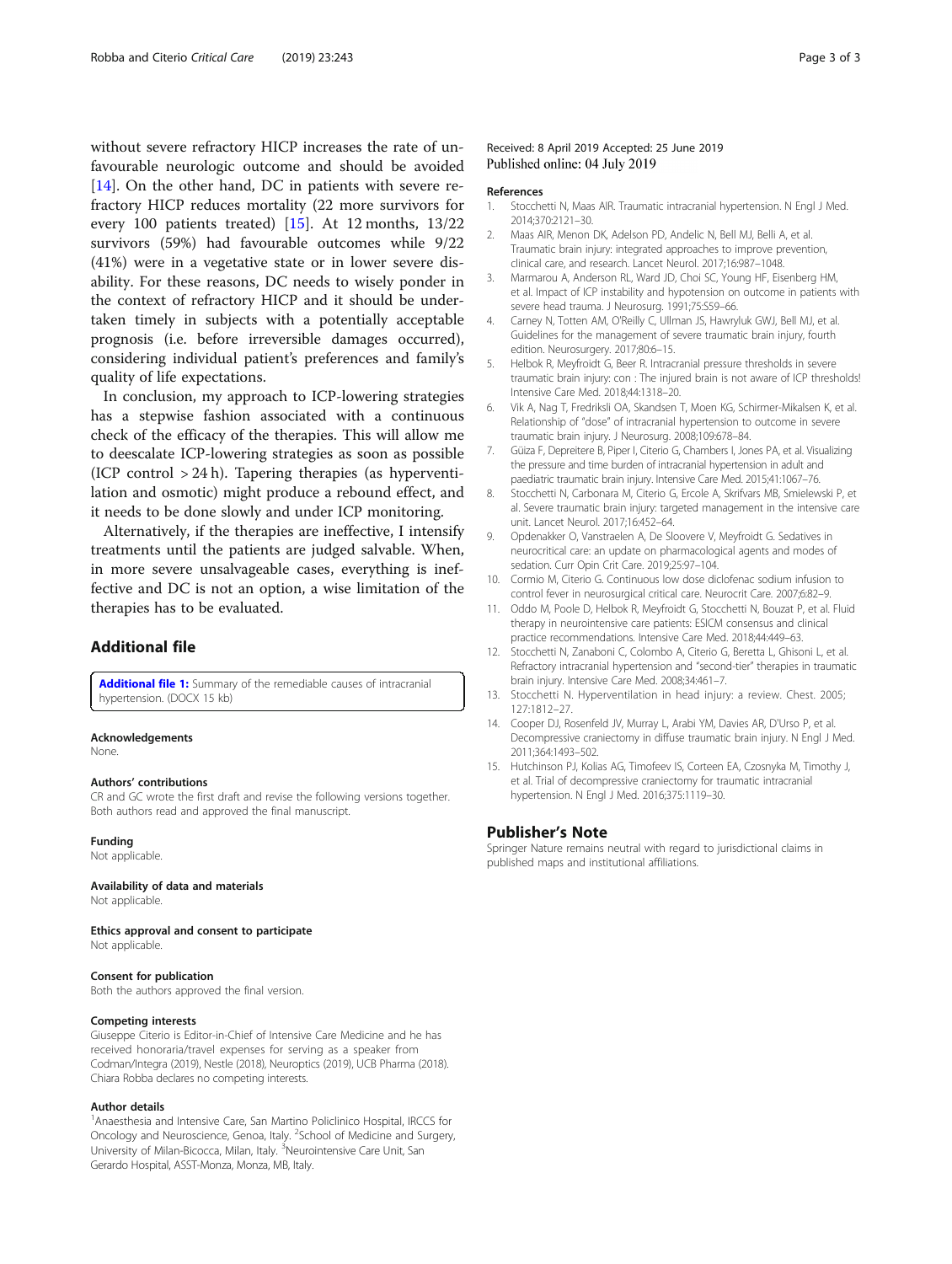without severe refractory HICP increases the rate of unfavourable neurologic outcome and should be avoided [14]. On the other hand, DC in patients with severe refractory HICP reduces mortality (22 more survivors for every 100 patients treated) [15]. At 12 months, 13/22 survivors (59%) had favourable outcomes while 9/22 (41%) were in a vegetative state or in lower severe disability. For these reasons, DC needs to wisely ponder in the context of refractory HICP and it should be undertaken timely in subjects with a potentially acceptable prognosis (i.e. before irreversible damages occurred), considering individual patient's preferences and family's quality of life expectations.

In conclusion, my approach to ICP-lowering strategies has a stepwise fashion associated with a continuous check of the efficacy of the therapies. This will allow me to deescalate ICP-lowering strategies as soon as possible (ICP control > 24 h). Tapering therapies (as hyperventilation and osmotic) might produce a rebound effect, and it needs to be done slowly and under ICP monitoring.

Alternatively, if the therapies are ineffective, I intensify treatments until the patients are judged salvable. When, in more severe unsalvageable cases, everything is ineffective and DC is not an option, a wise limitation of the therapies has to be evaluated.

## Additional file

**Additional file 1:** Summary of the remediable causes of intracranial hypertension. (DOCX 15 kb)

#### Acknowledgements
None.

#### Authors' contributions
CR and GC wrote the first draft and revise the following versions together. Both authors read and approved the final manuscript.

#### Funding
Not applicable.

#### Availability of data and materials
Not applicable.

#### Ethics approval and consent to participate
Not applicable.

#### Consent for publication
Both the authors approved the final version.

#### Competing interests
Giuseppe Citerio is Editor-in-Chief of Intensive Care Medicine and he has received honoraria/travel expenses for serving as a speaker from Codman/Integra (2019), Nestle (2018), Neuroptics (2019), UCB Pharma (2018). Chiara Robba declares no competing interests.

#### Author details
[1]Anaesthesia and Intensive Care, San Martino Policlinico Hospital, IRCCS for Oncology and Neuroscience, Genoa, Italy. [2]School of Medicine and Surgery, University of Milan-Bicocca, Milan, Italy. [3]Neurointensive Care Unit, San Gerardo Hospital, ASST-Monza, Monza, MB, Italy.

Received: 8 April 2019 Accepted: 25 June 2019
Published online: 04 July 2019

#### References
1. Stocchetti N, Maas AIR. Traumatic intracranial hypertension. N Engl J Med. 2014;370:2121–30.
2. Maas AIR, Menon DK, Adelson PD, Andelic N, Bell MJ, Belli A, et al. Traumatic brain injury: integrated approaches to improve prevention, clinical care, and research. Lancet Neurol. 2017;16:987–1048.
3. Marmarou A, Anderson RL, Ward JD, Choi SC, Young HF, Eisenberg HM, et al. Impact of ICP instability and hypotension on outcome in patients with severe head trauma. J Neurosurg. 1991;75:S59–66.
4. Carney N, Totten AM, O'Reilly C, Ullman JS, Hawryluk GWJ, Bell MJ, et al. Guidelines for the management of severe traumatic brain injury, fourth edition. Neurosurgery. 2017;80:6–15.
5. Helbok R, Meyfroidt G, Beer R. Intracranial pressure thresholds in severe traumatic brain injury: con : The injured brain is not aware of ICP thresholds! Intensive Care Med. 2018;44:1318–20.
6. Vik A, Nag T, Fredriksli OA, Skandsen T, Moen KG, Schirmer-Mikalsen K, et al. Relationship of "dose" of intracranial hypertension to outcome in severe traumatic brain injury. J Neurosurg. 2008;109:678–84.
7. Güiza F, Depreitere B, Piper I, Citerio G, Chambers I, Jones PA, et al. Visualizing the pressure and time burden of intracranial hypertension in adult and paediatric traumatic brain injury. Intensive Care Med. 2015;41:1067–76.
8. Stocchetti N, Carbonara M, Citerio G, Ercole A, Skrifvars MB, Smielewski P, et al. Severe traumatic brain injury: targeted management in the intensive care unit. Lancet Neurol. 2017;16:452–64.
9. Opdenakker O, Vanstraelen A, De Sloovere V, Meyfroidt G. Sedatives in neurocritical care: an update on pharmacological agents and modes of sedation. Curr Opin Crit Care. 2019;25:97–104.
10. Cormio M, Citerio G. Continuous low dose diclofenac sodium infusion to control fever in neurosurgical critical care. Neurocrit Care. 2007;6:82–9.
11. Oddo M, Poole D, Helbok R, Meyfroidt G, Stocchetti N, Bouzat P, et al. Fluid therapy in neurointensive care patients: ESICM consensus and clinical practice recommendations. Intensive Care Med. 2018;44:449–63.
12. Stocchetti N, Zanaboni C, Colombo A, Citerio G, Beretta L, Ghisoni L, et al. Refractory intracranial hypertension and "second-tier" therapies in traumatic brain injury. Intensive Care Med. 2008;34:461–7.
13. Stocchetti N. Hyperventilation in head injury: a review. Chest. 2005; 127:1812–27.
14. Cooper DJ, Rosenfeld JV, Murray L, Arabi YM, Davies AR, D'Urso P, et al. Decompressive craniectomy in diffuse traumatic brain injury. N Engl J Med. 2011;364:1493–502.
15. Hutchinson PJ, Kolias AG, Timofeev IS, Corteen EA, Czosnyka M, Timothy J, et al. Trial of decompressive craniectomy for traumatic intracranial hypertension. N Engl J Med. 2016;375:1119–30.

## Publisher's Note
Springer Nature remains neutral with regard to jurisdictional claims in published maps and institutional affiliations.